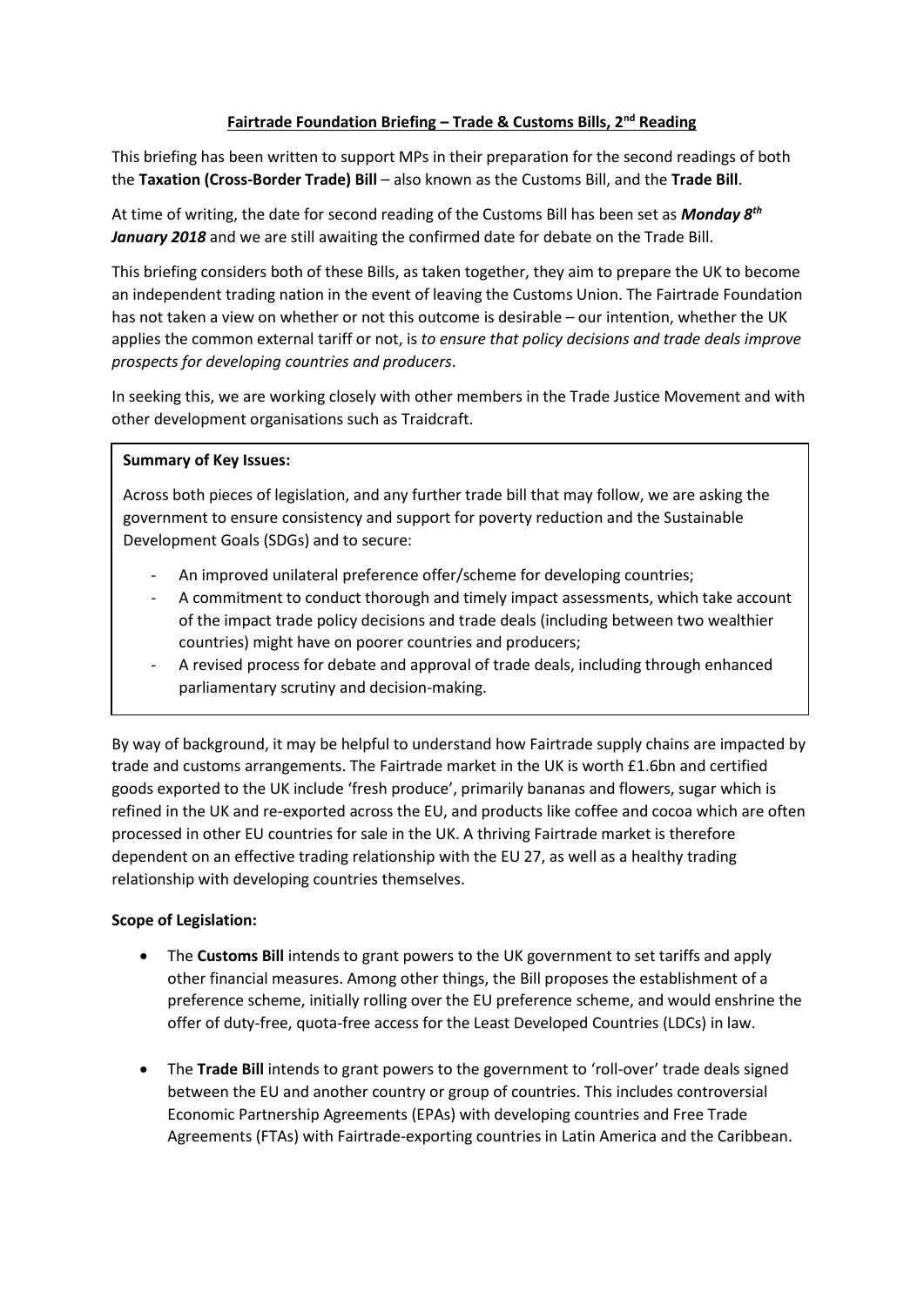# Fairtrade Foundation Briefing – Trade & Customs Bills, 2nd Reading

This briefing has been written to support MPs in their preparation for the second readings of both the **Taxation (Cross-Border Trade) Bill** – also known as the Customs Bill, and the **Trade Bill**.

At time of writing, the date for second reading of the Customs Bill has been set as ***Monday 8th January 2018*** and we are still awaiting the confirmed date for debate on the Trade Bill.

This briefing considers both of these Bills, as taken together, they aim to prepare the UK to become an independent trading nation in the event of leaving the Customs Union. The Fairtrade Foundation has not taken a view on whether or not this outcome is desirable – our intention, whether the UK applies the common external tariff or not, is *to ensure that policy decisions and trade deals improve prospects for developing countries and producers*.

In seeking this, we are working closely with other members in the Trade Justice Movement and with other development organisations such as Traidcraft.

**Summary of Key Issues:**

Across both pieces of legislation, and any further trade bill that may follow, we are asking the government to ensure consistency and support for poverty reduction and the Sustainable Development Goals (SDGs) and to secure:

- An improved unilateral preference offer/scheme for developing countries;
- A commitment to conduct thorough and timely impact assessments, which take account of the impact trade policy decisions and trade deals (including between two wealthier countries) might have on poorer countries and producers;
- A revised process for debate and approval of trade deals, including through enhanced parliamentary scrutiny and decision-making.

By way of background, it may be helpful to understand how Fairtrade supply chains are impacted by trade and customs arrangements. The Fairtrade market in the UK is worth £1.6bn and certified goods exported to the UK include 'fresh produce', primarily bananas and flowers, sugar which is refined in the UK and re-exported across the EU, and products like coffee and cocoa which are often processed in other EU countries for sale in the UK. A thriving Fairtrade market is therefore dependent on an effective trading relationship with the EU 27, as well as a healthy trading relationship with developing countries themselves.

**Scope of Legislation:**

- The **Customs Bill** intends to grant powers to the UK government to set tariffs and apply other financial measures. Among other things, the Bill proposes the establishment of a preference scheme, initially rolling over the EU preference scheme, and would enshrine the offer of duty-free, quota-free access for the Least Developed Countries (LDCs) in law.

- The **Trade Bill** intends to grant powers to the government to 'roll-over' trade deals signed between the EU and another country or group of countries. This includes controversial Economic Partnership Agreements (EPAs) with developing countries and Free Trade Agreements (FTAs) with Fairtrade-exporting countries in Latin America and the Caribbean.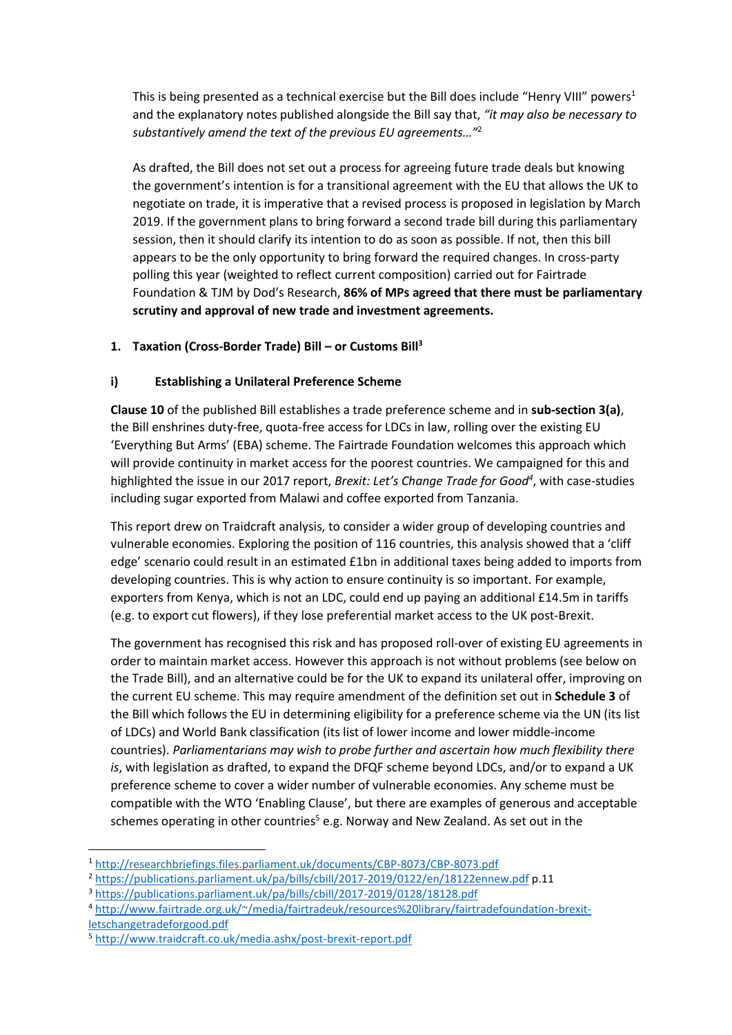This is being presented as a technical exercise but the Bill does include "Henry VIII" powers[1] and the explanatory notes published alongside the Bill say that, *"it may also be necessary to substantively amend the text of the previous EU agreements…"*[2]

As drafted, the Bill does not set out a process for agreeing future trade deals but knowing the government's intention is for a transitional agreement with the EU that allows the UK to negotiate on trade, it is imperative that a revised process is proposed in legislation by March 2019. If the government plans to bring forward a second trade bill during this parliamentary session, then it should clarify its intention to do as soon as possible. If not, then this bill appears to be the only opportunity to bring forward the required changes. In cross-party polling this year (weighted to reflect current composition) carried out for Fairtrade Foundation & TJM by Dod's Research, **86% of MPs agreed that there must be parliamentary scrutiny and approval of new trade and investment agreements.**

## 1. Taxation (Cross-Border Trade) Bill – or Customs Bill[3]

### i) Establishing a Unilateral Preference Scheme

**Clause 10** of the published Bill establishes a trade preference scheme and in **sub-section 3(a)**, the Bill enshrines duty-free, quota-free access for LDCs in law, rolling over the existing EU 'Everything But Arms' (EBA) scheme. The Fairtrade Foundation welcomes this approach which will provide continuity in market access for the poorest countries. We campaigned for this and highlighted the issue in our 2017 report, *Brexit: Let's Change Trade for Good*[4], with case-studies including sugar exported from Malawi and coffee exported from Tanzania.

This report drew on Traidcraft analysis, to consider a wider group of developing countries and vulnerable economies. Exploring the position of 116 countries, this analysis showed that a 'cliff edge' scenario could result in an estimated £1bn in additional taxes being added to imports from developing countries. This is why action to ensure continuity is so important. For example, exporters from Kenya, which is not an LDC, could end up paying an additional £14.5m in tariffs (e.g. to export cut flowers), if they lose preferential market access to the UK post-Brexit.

The government has recognised this risk and has proposed roll-over of existing EU agreements in order to maintain market access. However this approach is not without problems (see below on the Trade Bill), and an alternative could be for the UK to expand its unilateral offer, improving on the current EU scheme. This may require amendment of the definition set out in **Schedule 3** of the Bill which follows the EU in determining eligibility for a preference scheme via the UN (its list of LDCs) and World Bank classification (its list of lower income and lower middle-income countries). *Parliamentarians may wish to probe further and ascertain how much flexibility there is*, with legislation as drafted, to expand the DFQF scheme beyond LDCs, and/or to expand a UK preference scheme to cover a wider number of vulnerable economies. Any scheme must be compatible with the WTO 'Enabling Clause', but there are examples of generous and acceptable schemes operating in other countries[5] e.g. Norway and New Zealand. As set out in the

---

[1] http://researchbriefings.files.parliament.uk/documents/CBP-8073/CBP-8073.pdf

[2] https://publications.parliament.uk/pa/bills/cbill/2017-2019/0122/en/18122ennew.pdf p.11

[3] https://publications.parliament.uk/pa/bills/cbill/2017-2019/0128/18128.pdf

[4] http://www.fairtrade.org.uk/~/media/fairtradeuk/resources%20library/fairtradefoundation-brexit-letschangetradeforgood.pdf

[5] http://www.traidcraft.co.uk/media.ashx/post-brexit-report.pdf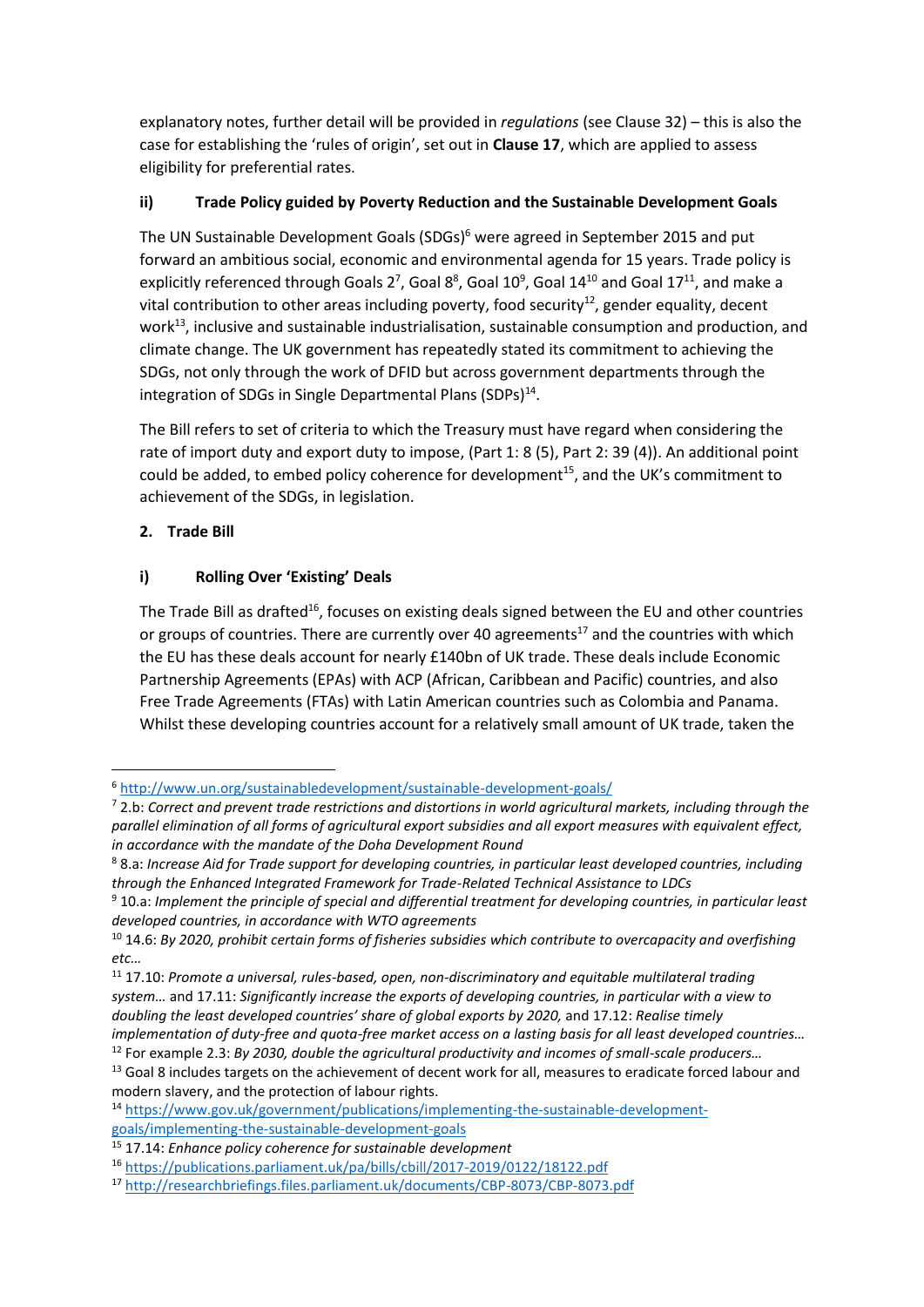explanatory notes, further detail will be provided in *regulations* (see Clause 32) – this is also the case for establishing the 'rules of origin', set out in **Clause 17**, which are applied to assess eligibility for preferential rates.

### ii) Trade Policy guided by Poverty Reduction and the Sustainable Development Goals

The UN Sustainable Development Goals (SDGs)[6] were agreed in September 2015 and put forward an ambitious social, economic and environmental agenda for 15 years. Trade policy is explicitly referenced through Goals 2[7], Goal 8[8], Goal 10[9], Goal 14[10] and Goal 17[11], and make a vital contribution to other areas including poverty, food security[12], gender equality, decent work[13], inclusive and sustainable industrialisation, sustainable consumption and production, and climate change. The UK government has repeatedly stated its commitment to achieving the SDGs, not only through the work of DFID but across government departments through the integration of SDGs in Single Departmental Plans (SDPs)[14].

The Bill refers to set of criteria to which the Treasury must have regard when considering the rate of import duty and export duty to impose, (Part 1: 8 (5), Part 2: 39 (4)). An additional point could be added, to embed policy coherence for development[15], and the UK's commitment to achievement of the SDGs, in legislation.

## 2. Trade Bill

### i) Rolling Over 'Existing' Deals

The Trade Bill as drafted[16], focuses on existing deals signed between the EU and other countries or groups of countries. There are currently over 40 agreements[17] and the countries with which the EU has these deals account for nearly £140bn of UK trade. These deals include Economic Partnership Agreements (EPAs) with ACP (African, Caribbean and Pacific) countries, and also Free Trade Agreements (FTAs) with Latin American countries such as Colombia and Panama. Whilst these developing countries account for a relatively small amount of UK trade, taken the

---

[6] http://www.un.org/sustainabledevelopment/sustainable-development-goals/

[7] 2.b: *Correct and prevent trade restrictions and distortions in world agricultural markets, including through the parallel elimination of all forms of agricultural export subsidies and all export measures with equivalent effect, in accordance with the mandate of the Doha Development Round*

[8] 8.a: *Increase Aid for Trade support for developing countries, in particular least developed countries, including through the Enhanced Integrated Framework for Trade-Related Technical Assistance to LDCs*

[9] 10.a: *Implement the principle of special and differential treatment for developing countries, in particular least developed countries, in accordance with WTO agreements*

[10] 14.6: *By 2020, prohibit certain forms of fisheries subsidies which contribute to overcapacity and overfishing etc…*

[11] 17.10: *Promote a universal, rules-based, open, non-discriminatory and equitable multilateral trading system…* and 17.11: *Significantly increase the exports of developing countries, in particular with a view to doubling the least developed countries' share of global exports by 2020,* and 17.12: *Realise timely implementation of duty-free and quota-free market access on a lasting basis for all least developed countries…*

[12] For example 2.3: *By 2030, double the agricultural productivity and incomes of small-scale producers…*

[13] Goal 8 includes targets on the achievement of decent work for all, measures to eradicate forced labour and modern slavery, and the protection of labour rights.

[14] https://www.gov.uk/government/publications/implementing-the-sustainable-development-goals/implementing-the-sustainable-development-goals

[15] 17.14: *Enhance policy coherence for sustainable development*

[16] https://publications.parliament.uk/pa/bills/cbill/2017-2019/0122/18122.pdf

[17] http://researchbriefings.files.parliament.uk/documents/CBP-8073/CBP-8073.pdf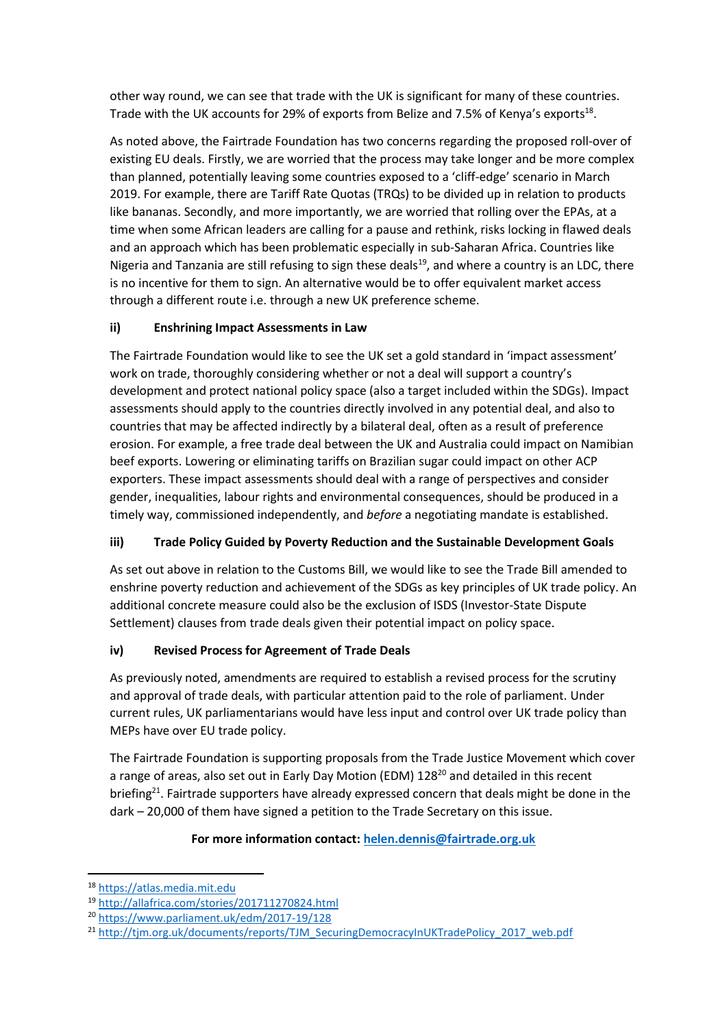other way round, we can see that trade with the UK is significant for many of these countries. Trade with the UK accounts for 29% of exports from Belize and 7.5% of Kenya's exports[18].

As noted above, the Fairtrade Foundation has two concerns regarding the proposed roll-over of existing EU deals. Firstly, we are worried that the process may take longer and be more complex than planned, potentially leaving some countries exposed to a 'cliff-edge' scenario in March 2019. For example, there are Tariff Rate Quotas (TRQs) to be divided up in relation to products like bananas. Secondly, and more importantly, we are worried that rolling over the EPAs, at a time when some African leaders are calling for a pause and rethink, risks locking in flawed deals and an approach which has been problematic especially in sub-Saharan Africa. Countries like Nigeria and Tanzania are still refusing to sign these deals[19], and where a country is an LDC, there is no incentive for them to sign. An alternative would be to offer equivalent market access through a different route i.e. through a new UK preference scheme.

### ii) Enshrining Impact Assessments in Law

The Fairtrade Foundation would like to see the UK set a gold standard in 'impact assessment' work on trade, thoroughly considering whether or not a deal will support a country's development and protect national policy space (also a target included within the SDGs). Impact assessments should apply to the countries directly involved in any potential deal, and also to countries that may be affected indirectly by a bilateral deal, often as a result of preference erosion. For example, a free trade deal between the UK and Australia could impact on Namibian beef exports. Lowering or eliminating tariffs on Brazilian sugar could impact on other ACP exporters. These impact assessments should deal with a range of perspectives and consider gender, inequalities, labour rights and environmental consequences, should be produced in a timely way, commissioned independently, and *before* a negotiating mandate is established.

### iii) Trade Policy Guided by Poverty Reduction and the Sustainable Development Goals

As set out above in relation to the Customs Bill, we would like to see the Trade Bill amended to enshrine poverty reduction and achievement of the SDGs as key principles of UK trade policy. An additional concrete measure could also be the exclusion of ISDS (Investor-State Dispute Settlement) clauses from trade deals given their potential impact on policy space.

### iv) Revised Process for Agreement of Trade Deals

As previously noted, amendments are required to establish a revised process for the scrutiny and approval of trade deals, with particular attention paid to the role of parliament. Under current rules, UK parliamentarians would have less input and control over UK trade policy than MEPs have over EU trade policy.

The Fairtrade Foundation is supporting proposals from the Trade Justice Movement which cover a range of areas, also set out in Early Day Motion (EDM) 128[20] and detailed in this recent briefing[21]. Fairtrade supporters have already expressed concern that deals might be done in the dark – 20,000 of them have signed a petition to the Trade Secretary on this issue.

**For more information contact: helen.dennis@fairtrade.org.uk**

---

[18] https://atlas.media.mit.edu

[19] http://allafrica.com/stories/201711270824.html

[20] https://www.parliament.uk/edm/2017-19/128

[21] http://tjm.org.uk/documents/reports/TJM_SecuringDemocracyInUKTradePolicy_2017_web.pdf